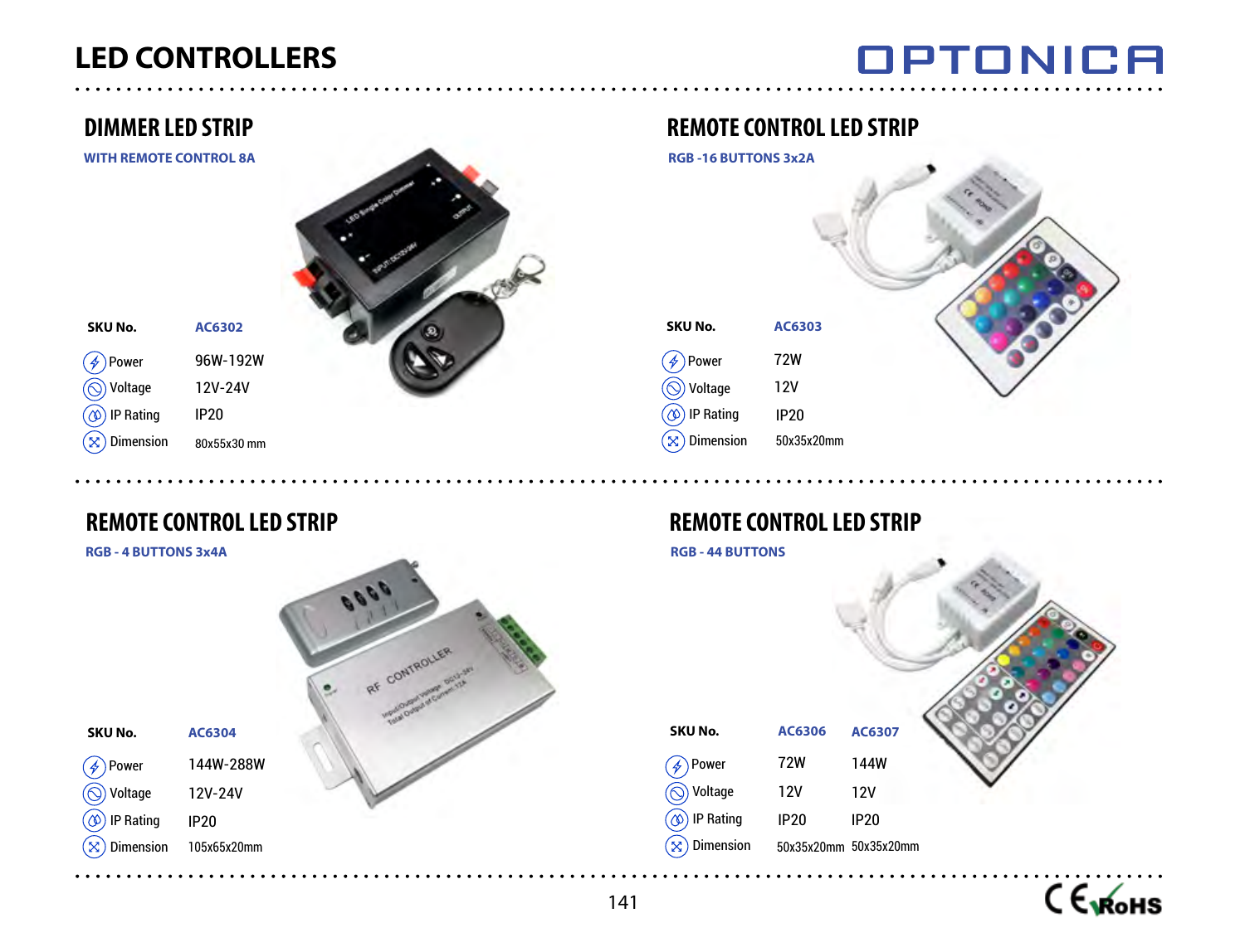# LED CONTROLLERS

OPTONICA

## DIMMER LED STRIP

**WITH REMOTE CONTROL 8A**

| SKU No. | AC6302 |
|---|---|
| Power | 96W-192W |
| Voltage | 12V-24V |
| IP Rating | IP20 |
| Dimension | 80x55x30 mm |

## REMOTE CONTROL LED STRIP

**RGB -16 BUTTONS 3x2A**

| SKU No. | AC6303 |
|---|---|
| Power | 72W |
| Voltage | 12V |
| IP Rating | IP20 |
| Dimension | 50x35x20mm |

## REMOTE CONTROL LED STRIP

**RGB - 4 BUTTONS 3x4A**

| SKU No. | AC6304 |
|---|---|
| Power | 144W-288W |
| Voltage | 12V-24V |
| IP Rating | IP20 |
| Dimension | 105x65x20mm |

## REMOTE CONTROL LED STRIP

**RGB - 44 BUTTONS**

| SKU No. | AC6306 | AC6307 |
|---|---|---|
| Power | 72W | 144W |
| Voltage | 12V | 12V |
| IP Rating | IP20 | IP20 |
| Dimension | 50x35x20mm | 50x35x20mm |

CE RoHS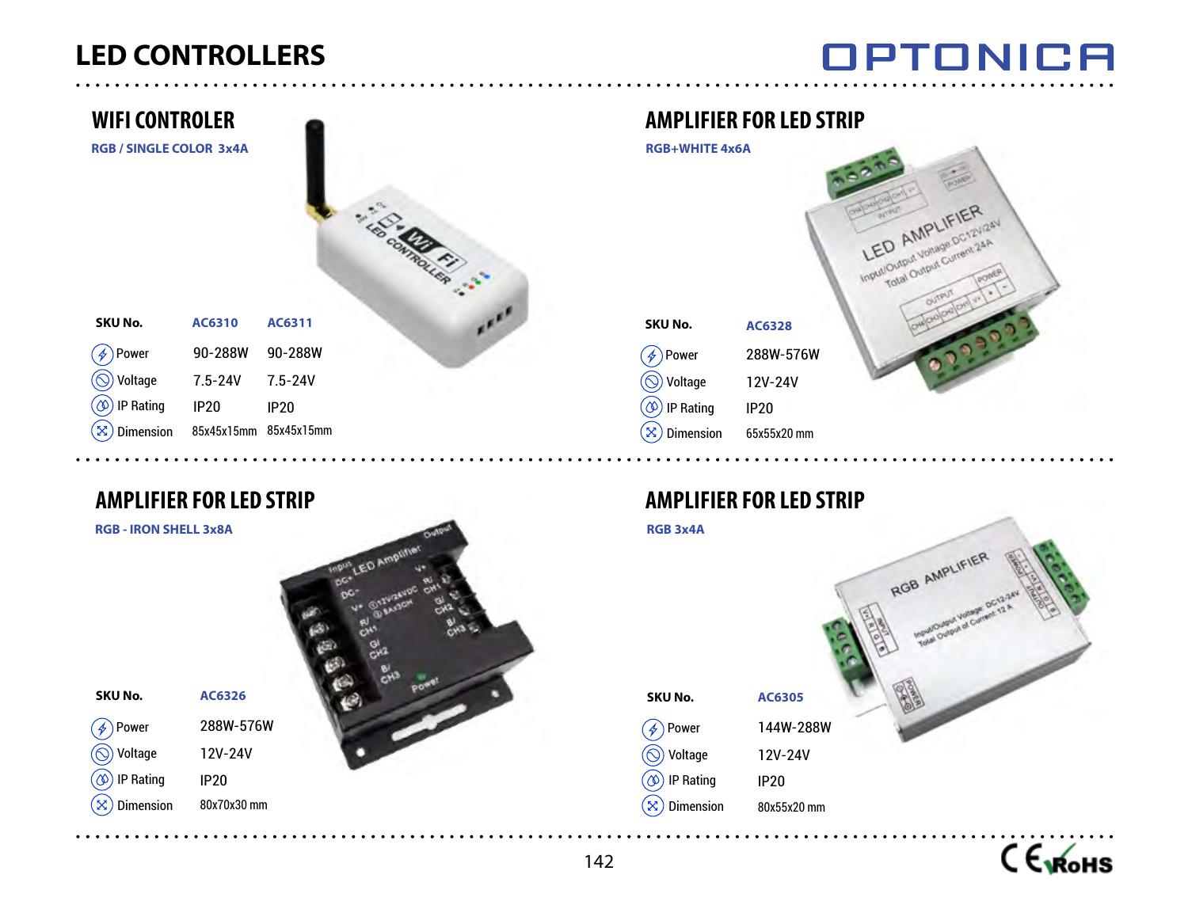# LED CONTROLLERS

## WIFI CONTROLER

RGB / SINGLE COLOR 3x4A

| SKU No. | AC6310 | AC6311 |
|---|---|---|
| Power | 90-288W | 90-288W |
| Voltage | 7.5-24V | 7.5-24V |
| IP Rating | IP20 | IP20 |
| Dimension | 85x45x15mm | 85x45x15mm |

## AMPLIFIER FOR LED STRIP

RGB+WHITE 4x6A

| SKU No. | AC6328 |
|---|---|
| Power | 288W-576W |
| Voltage | 12V-24V |
| IP Rating | IP20 |
| Dimension | 65x55x20 mm |

## AMPLIFIER FOR LED STRIP

RGB - IRON SHELL 3x8A

| SKU No. | AC6326 |
|---|---|
| Power | 288W-576W |
| Voltage | 12V-24V |
| IP Rating | IP20 |
| Dimension | 80x70x30 mm |

## AMPLIFIER FOR LED STRIP

RGB 3x4A

| SKU No. | AC6305 |
|---|---|
| Power | 144W-288W |
| Voltage | 12V-24V |
| IP Rating | IP20 |
| Dimension | 80x55x20 mm |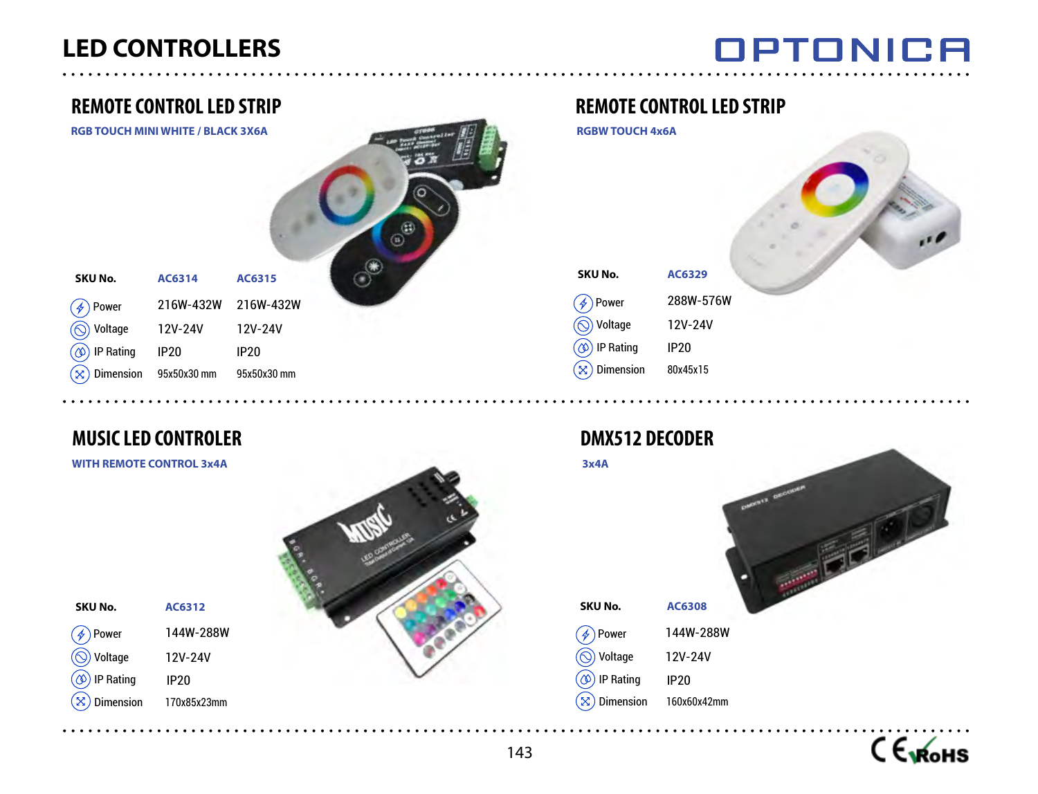# LED CONTROLLERS

## REMOTE CONTROL LED STRIP

**RGB TOUCH MINI WHITE / BLACK 3X6A**

| SKU No. | AC6314 | AC6315 |
|---|---|---|
| Power | 216W-432W | 216W-432W |
| Voltage | 12V-24V | 12V-24V |
| IP Rating | IP20 | IP20 |
| Dimension | 95x50x30 mm | 95x50x30 mm |

## REMOTE CONTROL LED STRIP

**RGBW TOUCH 4x6A**

| SKU No. | AC6329 |
|---|---|
| Power | 288W-576W |
| Voltage | 12V-24V |
| IP Rating | IP20 |
| Dimension | 80x45x15 |

## MUSIC LED CONTROLER

**WITH REMOTE CONTROL 3x4A**

| SKU No. | AC6312 |
|---|---|
| Power | 144W-288W |
| Voltage | 12V-24V |
| IP Rating | IP20 |
| Dimension | 170x85x23mm |

## DMX512 DECODER

**3x4A**

| SKU No. | AC6308 |
|---|---|
| Power | 144W-288W |
| Voltage | 12V-24V |
| IP Rating | IP20 |
| Dimension | 160x60x42mm |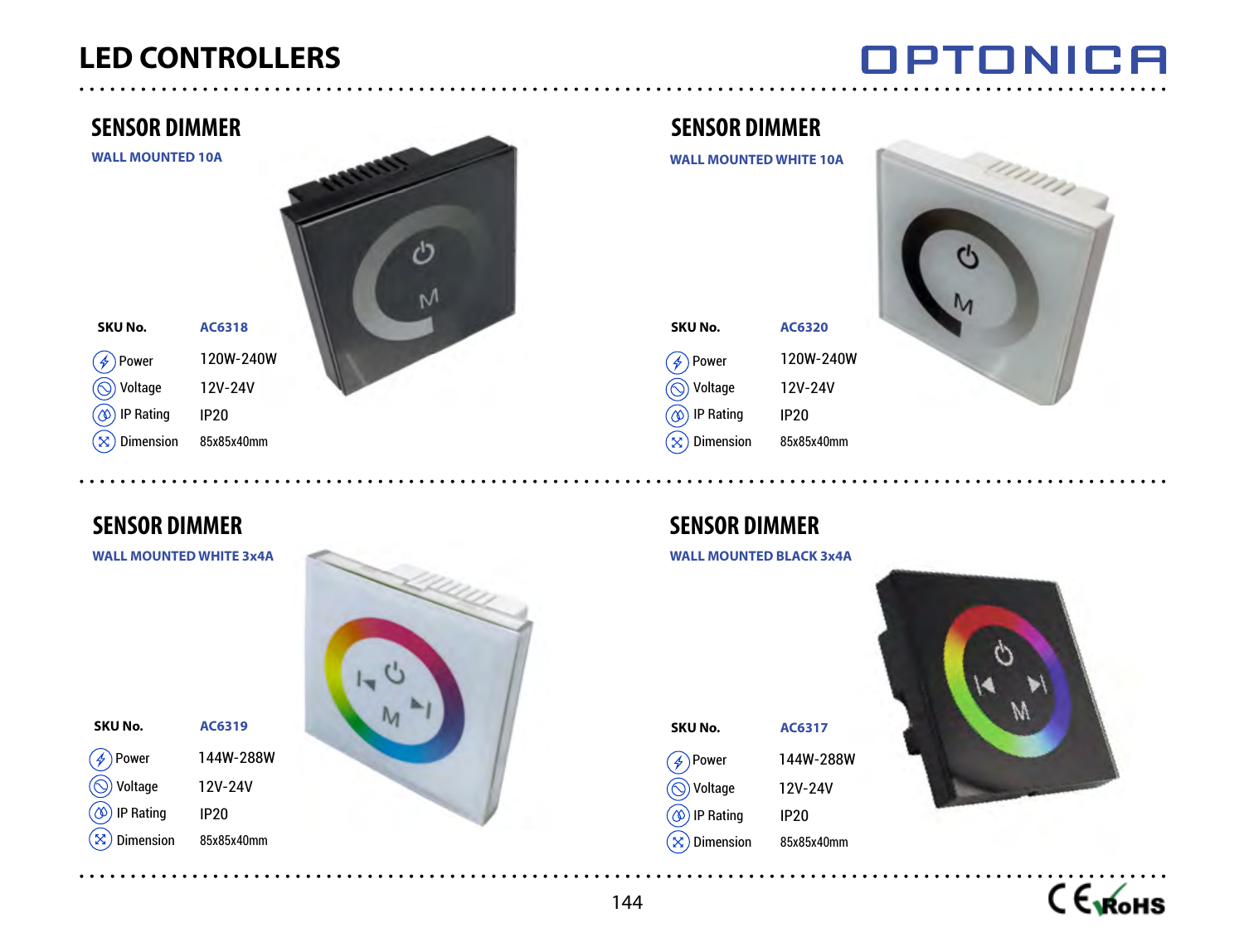# LED CONTROLLERS

OPTONICA

## SENSOR DIMMER

**WALL MOUNTED 10A**

| SKU No. | AC6318 |
|---|---|
| Power | 120W-240W |
| Voltage | 12V-24V |
| IP Rating | IP20 |
| Dimension | 85x85x40mm |

## SENSOR DIMMER

**WALL MOUNTED WHITE 10A**

| SKU No. | AC6320 |
|---|---|
| Power | 120W-240W |
| Voltage | 12V-24V |
| IP Rating | IP20 |
| Dimension | 85x85x40mm |

## SENSOR DIMMER

**WALL MOUNTED WHITE 3x4A**

| SKU No. | AC6319 |
|---|---|
| Power | 144W-288W |
| Voltage | 12V-24V |
| IP Rating | IP20 |
| Dimension | 85x85x40mm |

## SENSOR DIMMER

**WALL MOUNTED BLACK 3x4A**

| SKU No. | AC6317 |
|---|---|
| Power | 144W-288W |
| Voltage | 12V-24V |
| IP Rating | IP20 |
| Dimension | 85x85x40mm |

CE RoHS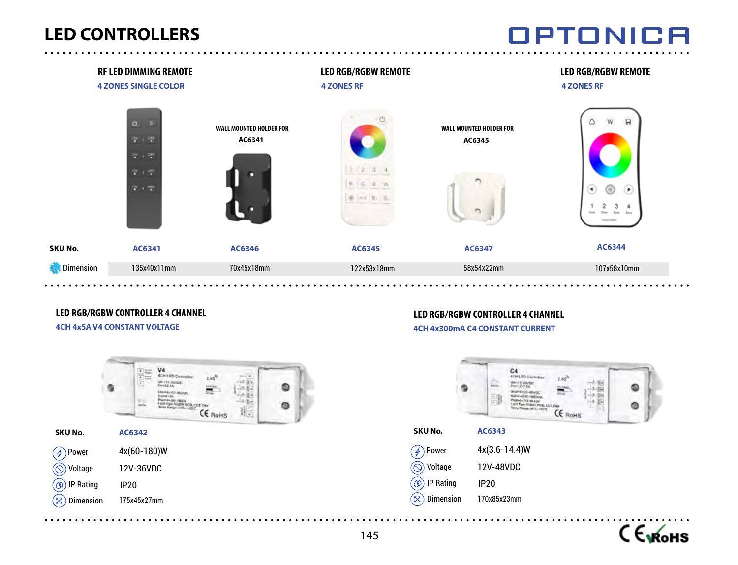# LED CONTROLLERS

OPTONICA

## RF LED DIMMING REMOTE

**4 ZONES SINGLE COLOR**

WALL MOUNTED HOLDER FOR AC6341

## LED RGB/RGBW REMOTE

**4 ZONES RF**

WALL MOUNTED HOLDER FOR AC6345

## LED RGB/RGBW REMOTE

**4 ZONES RF**

| SKU No. | AC6341 | AC6346 | AC6345 | AC6347 | AC6344 |
|---|---|---|---|---|---|
| Dimension | 135x40x11mm | 70x45x18mm | 122x53x18mm | 58x54x22mm | 107x58x10mm |

## LED RGB/RGBW CONTROLLER 4 CHANNEL

**4CH 4x5A V4 CONSTANT VOLTAGE**

| SKU No. | AC6342 |
|---|---|
| Power | 4x(60-180)W |
| Voltage | 12V-36VDC |
| IP Rating | IP20 |
| Dimension | 175x45x27mm |

## LED RGB/RGBW CONTROLLER 4 CHANNEL

**4CH 4x300mA C4 CONSTANT CURRENT**

| SKU No. | AC6343 |
|---|---|
| Power | 4x(3.6-14.4)W |
| Voltage | 12V-48VDC |
| IP Rating | IP20 |
| Dimension | 170x85x23mm |

CE RoHS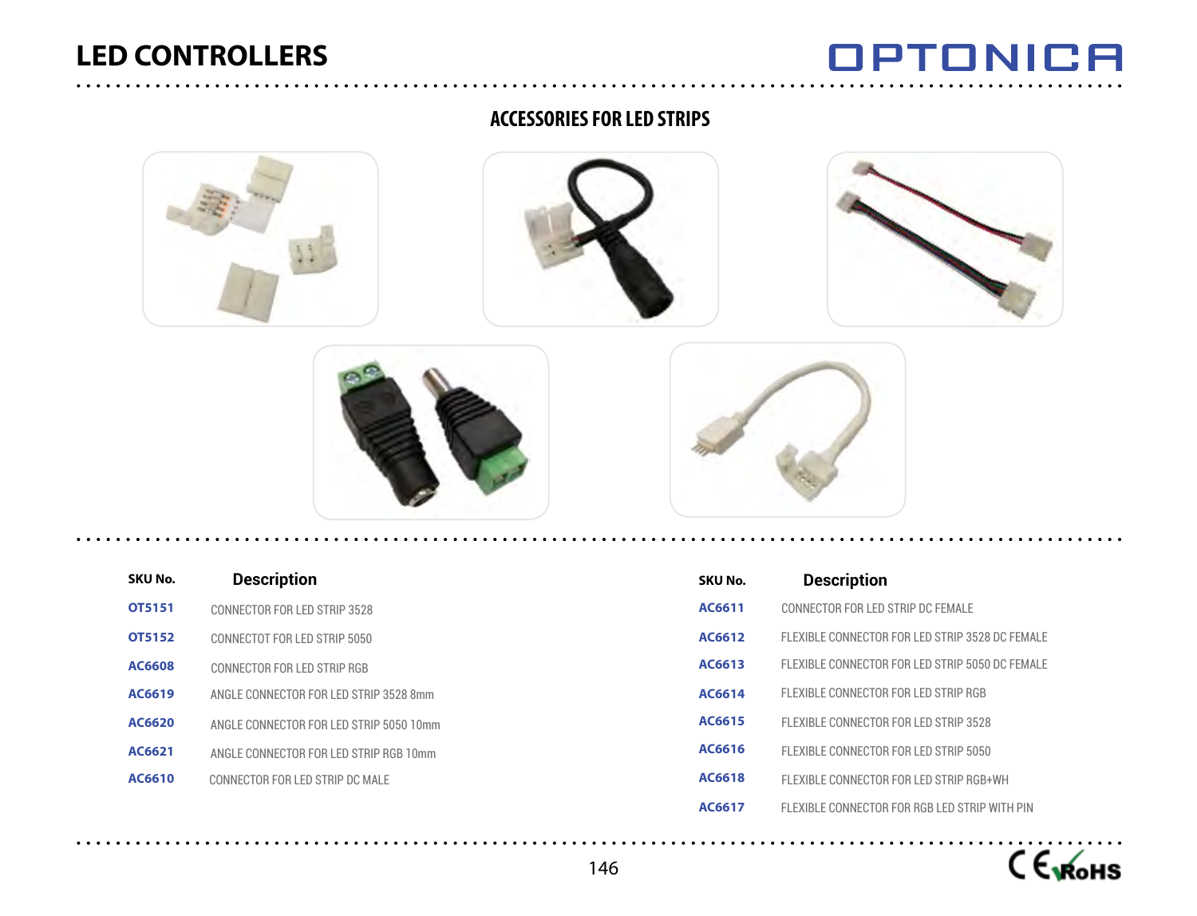# LED CONTROLLERS

OPTONICA

## ACCESSORIES FOR LED STRIPS

| SKU No. | Description |
|---|---|
| OT5151 | CONNECTOR FOR LED STRIP 3528 |
| OT5152 | CONNECTOT FOR LED STRIP 5050 |
| AC6608 | CONNECTOR FOR LED STRIP RGB |
| AC6619 | ANGLE CONNECTOR FOR LED STRIP 3528 8mm |
| AC6620 | ANGLE CONNECTOR FOR LED STRIP 5050 10mm |
| AC6621 | ANGLE CONNECTOR FOR LED STRIP RGB 10mm |
| AC6610 | CONNECTOR FOR LED STRIP DC MALE |

| SKU No. | Description |
|---|---|
| AC6611 | CONNECTOR FOR LED STRIP DC FEMALE |
| AC6612 | FLEXIBLE CONNECTOR FOR LED STRIP 3528 DC FEMALE |
| AC6613 | FLEXIBLE CONNECTOR FOR LED STRIP 5050 DC FEMALE |
| AC6614 | FLEXIBLE CONNECTOR FOR LED STRIP RGB |
| AC6615 | FLEXIBLE CONNECTOR FOR LED STRIP 3528 |
| AC6616 | FLEXIBLE CONNECTOR FOR LED STRIP 5050 |
| AC6618 | FLEXIBLE CONNECTOR FOR LED STRIP RGB+WH |
| AC6617 | FLEXIBLE CONNECTOR FOR RGB LED STRIP WITH PIN |

CE RoHS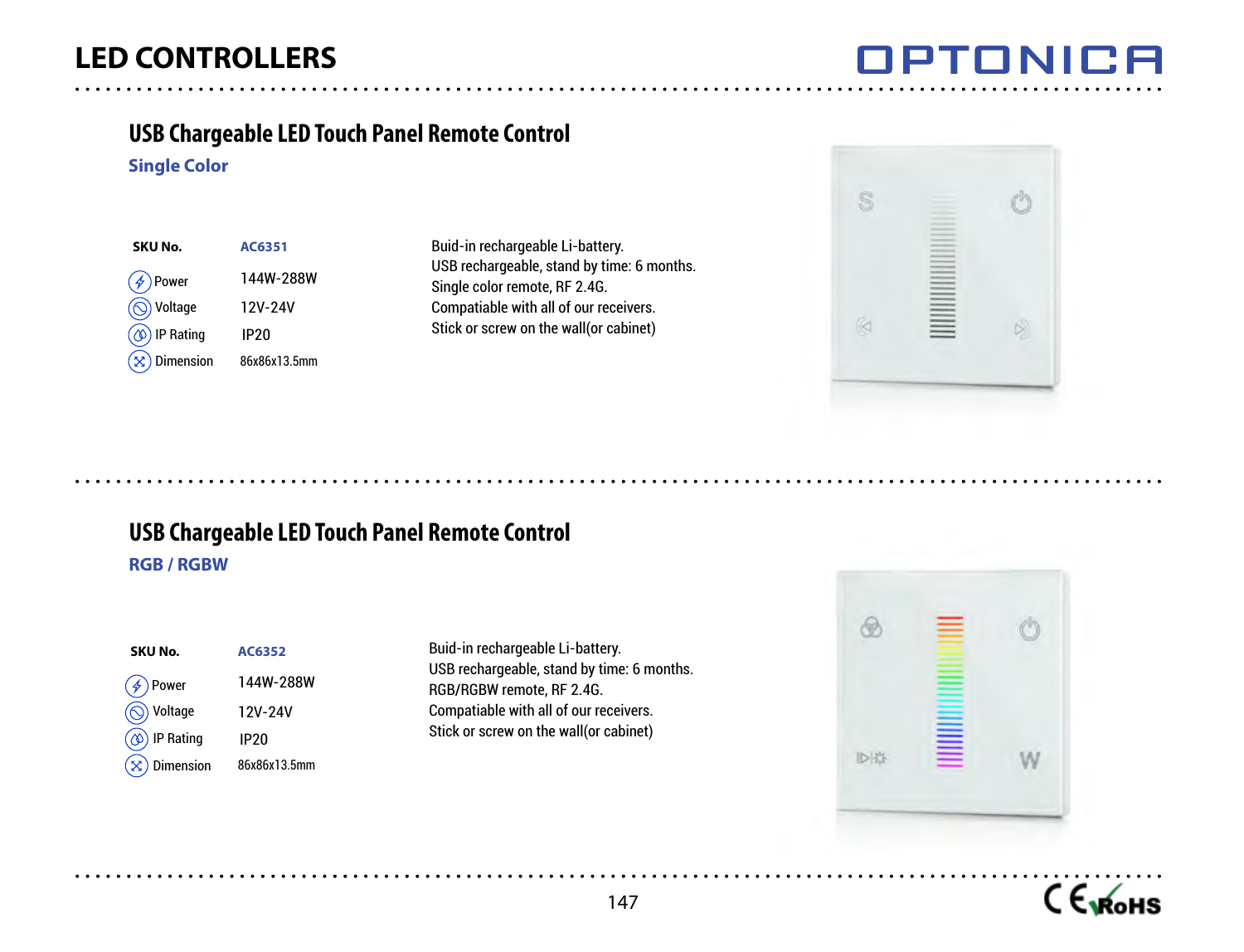# LED CONTROLLERS

## USB Chargeable LED Touch Panel Remote Control

### Single Color

| SKU No. | AC6351 |
|---|---|
| Power | 144W-288W |
| Voltage | 12V-24V |
| IP Rating | IP20 |
| Dimension | 86x86x13.5mm |

Buid-in rechargeable Li-battery.
USB rechargeable, stand by time: 6 months.
Single color remote, RF 2.4G.
Compatiable with all of our receivers.
Stick or screw on the wall(or cabinet)

## USB Chargeable LED Touch Panel Remote Control

### RGB / RGBW

| SKU No. | AC6352 |
|---|---|
| Power | 144W-288W |
| Voltage | 12V-24V |
| IP Rating | IP20 |
| Dimension | 86x86x13.5mm |

Buid-in rechargeable Li-battery.
USB rechargeable, stand by time: 6 months.
RGB/RGBW remote, RF 2.4G.
Compatiable with all of our receivers.
Stick or screw on the wall(or cabinet)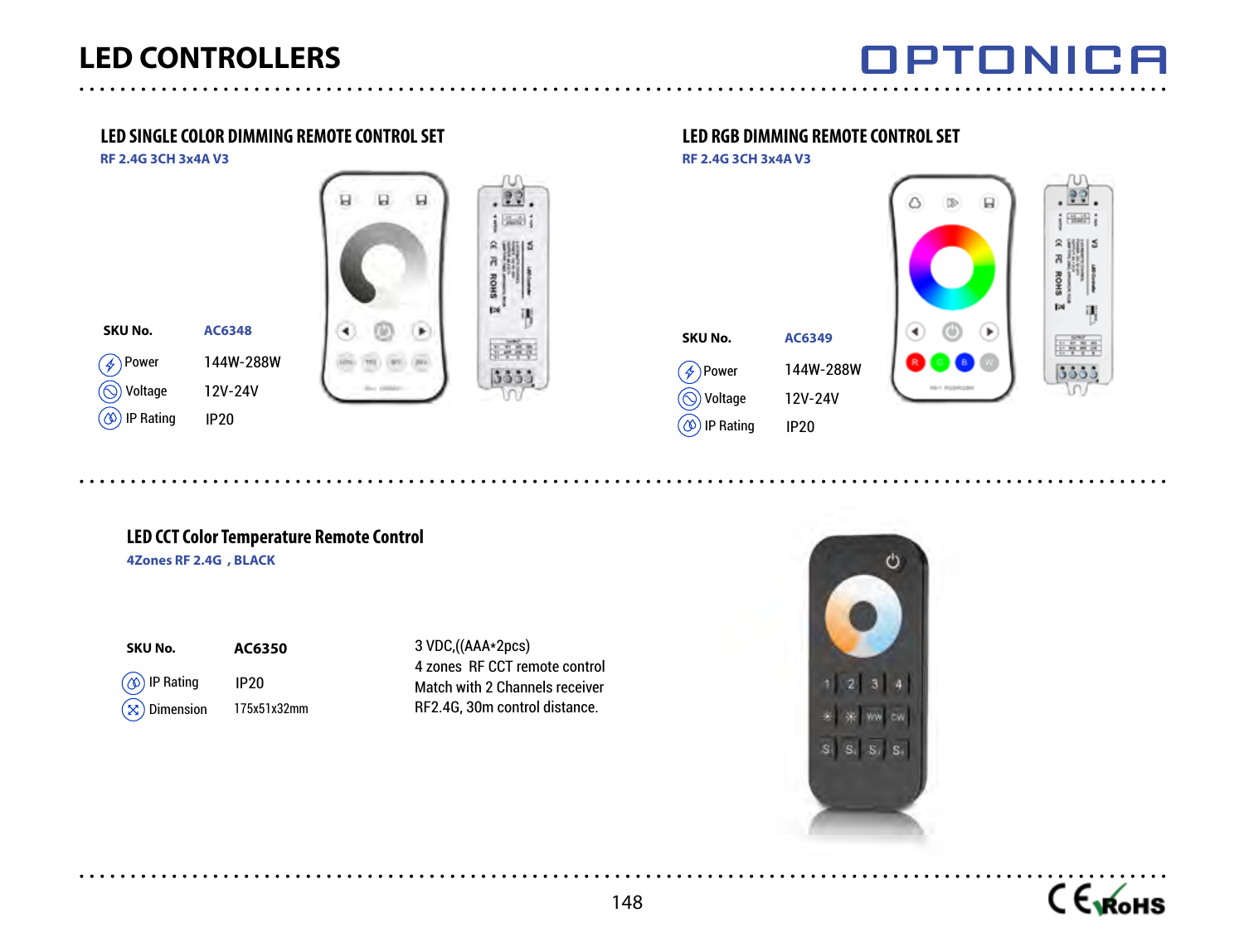# LED CONTROLLERS

OPTONICA

## LED SINGLE COLOR DIMMING REMOTE CONTROL SET

RF 2.4G 3CH 3x4A V3

| | |
|---|---|
| SKU No. | AC6348 |
| Power | 144W-288W |
| Voltage | 12V-24V |
| IP Rating | IP20 |

## LED RGB DIMMING REMOTE CONTROL SET

RF 2.4G 3CH 3x4A V3

| | |
|---|---|
| SKU No. | AC6349 |
| Power | 144W-288W |
| Voltage | 12V-24V |
| IP Rating | IP20 |

## LED CCT Color Temperature Remote Control

4Zones RF 2.4G , BLACK

| | |
|---|---|
| SKU No. | AC6350 |
| IP Rating | IP20 |
| Dimension | 175x51x32mm |

3 VDC,((AAA*2pcs)
4 zones RF CCT remote control
Match with 2 Channels receiver
RF2.4G, 30m control distance.

CE RoHS